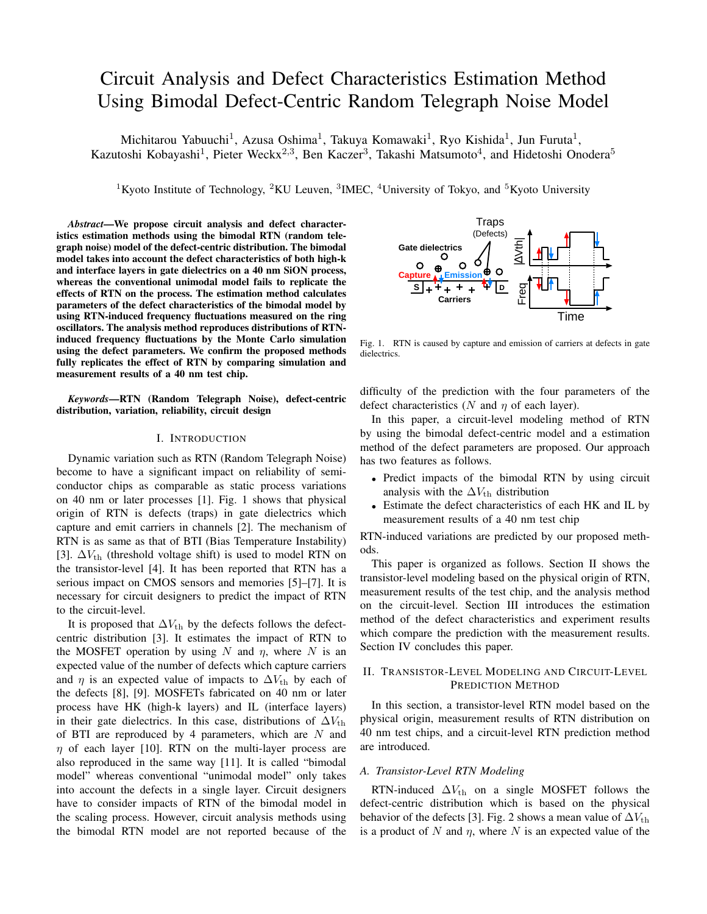# Circuit Analysis and Defect Characteristics Estimation Method Using Bimodal Defect-Centric Random Telegraph Noise Model

Michitarou Yabuuchi[1], Azusa Oshima[1], Takuya Komawaki[1], Ryo Kishida[1], Jun Furuta[1], Kazutoshi Kobayashi[1], Pieter Weckx[2,3], Ben Kaczer[3], Takashi Matsumoto[4], and Hidetoshi Onodera[5]

[1]Kyoto Institute of Technology, [2]KU Leuven, [3]IMEC, [4]University of Tokyo, and [5]Kyoto University

***Abstract*—We propose circuit analysis and defect characteristics estimation methods using the bimodal RTN (random telegraph noise) model of the defect-centric distribution. The bimodal model takes into account the defect characteristics of both high-k and interface layers in gate dielectrics on a 40 nm SiON process, whereas the conventional unimodal model fails to replicate the effects of RTN on the process. The estimation method calculates parameters of the defect characteristics of the bimodal model by using RTN-induced frequency fluctuations measured on the ring oscillators. The analysis method reproduces distributions of RTN-induced frequency fluctuations by the Monte Carlo simulation using the defect parameters. We confirm the proposed methods fully replicates the effect of RTN by comparing simulation and measurement results of a 40 nm test chip.**

***Keywords*—RTN (Random Telegraph Noise), defect-centric distribution, variation, reliability, circuit design**

## I. Introduction

Dynamic variation such as RTN (Random Telegraph Noise) become to have a significant impact on reliability of semiconductor chips as comparable as static process variations on 40 nm or later processes [1]. Fig. 1 shows that physical origin of RTN is defects (traps) in gate dielectrics which capture and emit carriers in channels [2]. The mechanism of RTN is as same as that of BTI (Bias Temperature Instability) [3]. $\Delta V_{\rm th}$ (threshold voltage shift) is used to model RTN on the transistor-level [4]. It has been reported that RTN has a serious impact on CMOS sensors and memories [5]–[7]. It is necessary for circuit designers to predict the impact of RTN to the circuit-level.

It is proposed that $\Delta V_{\rm th}$ by the defects follows the defect-centric distribution [3]. It estimates the impact of RTN to the MOSFET operation by using $N$ and $\eta$, where $N$ is an expected value of the number of defects which capture carriers and $\eta$ is an expected value of impacts to $\Delta V_{\rm th}$ by each of the defects [8], [9]. MOSFETs fabricated on 40 nm or later process have HK (high-k layers) and IL (interface layers) in their gate dielectrics. In this case, distributions of $\Delta V_{\rm th}$ of BTI are reproduced by 4 parameters, which are $N$ and $\eta$ of each layer [10]. RTN on the multi-layer process are also reproduced in the same way [11]. It is called "bimodal model" whereas conventional "unimodal model" only takes into account the defects in a single layer. Circuit designers have to consider impacts of RTN of the bimodal model in the scaling process. However, circuit analysis methods using the bimodal RTN model are not reported because of the difficulty of the prediction with the four parameters of the defect characteristics ($N$ and $\eta$ of each layer).

Fig. 1. RTN is caused by capture and emission of carriers at defects in gate dielectrics.

In this paper, a circuit-level modeling method of RTN by using the bimodal defect-centric model and a estimation method of the defect parameters are proposed. Our approach has two features as follows.

- Predict impacts of the bimodal RTN by using circuit analysis with the $\Delta V_{\rm th}$ distribution
- Estimate the defect characteristics of each HK and IL by measurement results of a 40 nm test chip

RTN-induced variations are predicted by our proposed methods.

This paper is organized as follows. Section II shows the transistor-level modeling based on the physical origin of RTN, measurement results of the test chip, and the analysis method on the circuit-level. Section III introduces the estimation method of the defect characteristics and experiment results which compare the prediction with the measurement results. Section IV concludes this paper.

## II. Transistor-Level Modeling and Circuit-Level Prediction Method

In this section, a transistor-level RTN model based on the physical origin, measurement results of RTN distribution on 40 nm test chips, and a circuit-level RTN prediction method are introduced.

### A. Transistor-Level RTN Modeling

RTN-induced $\Delta V_{\rm th}$ on a single MOSFET follows the defect-centric distribution which is based on the physical behavior of the defects [3]. Fig. 2 shows a mean value of $\Delta V_{\rm th}$ is a product of $N$ and $\eta$, where $N$ is an expected value of the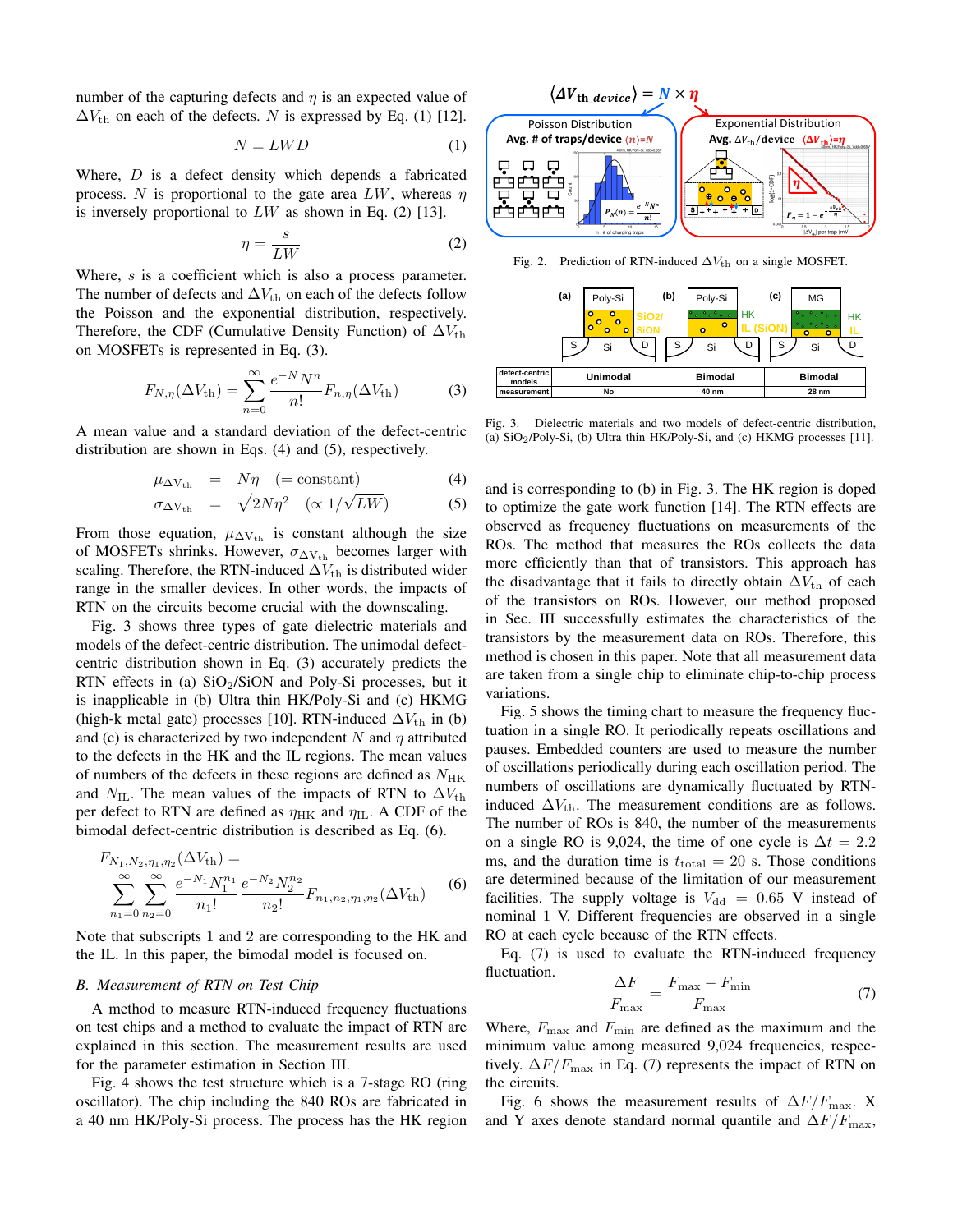number of the capturing defects and $\eta$ is an expected value of $\Delta V_{\mathrm{th}}$ on each of the defects. $N$ is expressed by Eq. (1) [12].

$$N = LWD \tag{1}$$

Where, $D$ is a defect density which depends a fabricated process. $N$ is proportional to the gate area $LW$, whereas $\eta$ is inversely proportional to $LW$ as shown in Eq. (2) [13].

$$\eta = \frac{s}{LW} \tag{2}$$

Where, $s$ is a coefficient which is also a process parameter. The number of defects and $\Delta V_{\mathrm{th}}$ on each of the defects follow the Poisson and the exponential distribution, respectively. Therefore, the CDF (Cumulative Density Function) of $\Delta V_{\mathrm{th}}$ on MOSFETs is represented in Eq. (3).

$$F_{N,\eta}(\Delta V_{\mathrm{th}}) = \sum_{n=0}^{\infty} \frac{e^{-N} N^n}{n!} F_{n,\eta}(\Delta V_{\mathrm{th}}) \tag{3}$$

A mean value and a standard deviation of the defect-centric distribution are shown in Eqs. (4) and (5), respectively.

$$\mu_{\Delta V_{\mathrm{th}}} = N\eta \quad (= \text{constant}) \tag{4}$$

$$\sigma_{\Delta V_{\mathrm{th}}} = \sqrt{2N\eta^2} \quad (\propto 1/\sqrt{LW}) \tag{5}$$

From those equation, $\mu_{\Delta V_{\mathrm{th}}}$ is constant although the size of MOSFETs shrinks. However, $\sigma_{\Delta V_{\mathrm{th}}}$ becomes larger with scaling. Therefore, the RTN-induced $\Delta V_{\mathrm{th}}$ is distributed wider range in the smaller devices. In other words, the impacts of RTN on the circuits become crucial with the downscaling.

Fig. 3 shows three types of gate dielectric materials and models of the defect-centric distribution. The unimodal defect-centric distribution shown in Eq. (3) accurately predicts the RTN effects in (a) $SiO_2$/SiON and Poly-Si processes, but it is inapplicable in (b) Ultra thin HK/Poly-Si and (c) HKMG (high-k metal gate) processes [10]. RTN-induced $\Delta V_{\mathrm{th}}$ in (b) and (c) is characterized by two independent $N$ and $\eta$ attributed to the defects in the HK and the IL regions. The mean values of numbers of the defects in these regions are defined as $N_{\mathrm{HK}}$ and $N_{\mathrm{IL}}$. The mean values of the impacts of RTN to $\Delta V_{\mathrm{th}}$ per defect to RTN are defined as $\eta_{\mathrm{HK}}$ and $\eta_{\mathrm{IL}}$. A CDF of the bimodal defect-centric distribution is described as Eq. (6).

$$F_{N_1,N_2,\eta_1,\eta_2}(\Delta V_{\mathrm{th}}) = \sum_{n_1=0}^{\infty} \sum_{n_2=0}^{\infty} \frac{e^{-N_1} N_1^{n_1}}{n_1!} \frac{e^{-N_2} N_2^{n_2}}{n_2!} F_{n_1,n_2,\eta_1,\eta_2}(\Delta V_{\mathrm{th}}) \tag{6}$$

Note that subscripts 1 and 2 are corresponding to the HK and the IL. In this paper, the bimodal model is focused on.

### *B. Measurement of RTN on Test Chip*

A method to measure RTN-induced frequency fluctuations on test chips and a method to evaluate the impact of RTN are explained in this section. The measurement results are used for the parameter estimation in Section III.

Fig. 4 shows the test structure which is a 7-stage RO (ring oscillator). The chip including the 840 ROs are fabricated in a 40 nm HK/Poly-Si process. The process has the HK region and is corresponding to (b) in Fig. 3. The HK region is doped to optimize the gate work function [14]. The RTN effects are observed as frequency fluctuations on measurements of the ROs. The method that measures the ROs collects the data more efficiently than that of transistors. This approach has the disadvantage that it fails to directly obtain $\Delta V_{\mathrm{th}}$ of each of the transistors on ROs. However, our method proposed in Sec. III successfully estimates the characteristics of the transistors by the measurement data on ROs. Therefore, this method is chosen in this paper. Note that all measurement data are taken from a single chip to eliminate chip-to-chip process variations.

Fig. 2. Prediction of RTN-induced $\Delta V_{\mathrm{th}}$ on a single MOSFET.

| defect-centric models | Unimodal | Bimodal | Bimodal |
|---|---|---|---|
| measurement | No | 40 nm | 28 nm |

Fig. 3. Dielectric materials and two models of defect-centric distribution, (a) $SiO_2$/Poly-Si, (b) Ultra thin HK/Poly-Si, and (c) HKMG processes [11].

Fig. 5 shows the timing chart to measure the frequency fluctuation in a single RO. It periodically repeats oscillations and pauses. Embedded counters are used to measure the number of oscillations periodically during each oscillation period. The numbers of oscillations are dynamically fluctuated by RTN-induced $\Delta V_{\mathrm{th}}$. The measurement conditions are as follows. The number of ROs is 840, the number of the measurements on a single RO is 9,024, the time of one cycle is $\Delta t = 2.2$ ms, and the duration time is $t_{\mathrm{total}} = 20$ s. Those conditions are determined because of the limitation of our measurement facilities. The supply voltage is $V_{\mathrm{dd}} = 0.65$ V instead of nominal 1 V. Different frequencies are observed in a single RO at each cycle because of the RTN effects.

Eq. (7) is used to evaluate the RTN-induced frequency fluctuation.

$$\frac{\Delta F}{F_{\max}} = \frac{F_{\max} - F_{\min}}{F_{\max}} \tag{7}$$

Where, $F_{\max}$ and $F_{\min}$ are defined as the maximum and the minimum value among measured 9,024 frequencies, respectively. $\Delta F/F_{\max}$ in Eq. (7) represents the impact of RTN on the circuits.

Fig. 6 shows the measurement results of $\Delta F/F_{\max}$. X and Y axes denote standard normal quantile and $\Delta F/F_{\max}$,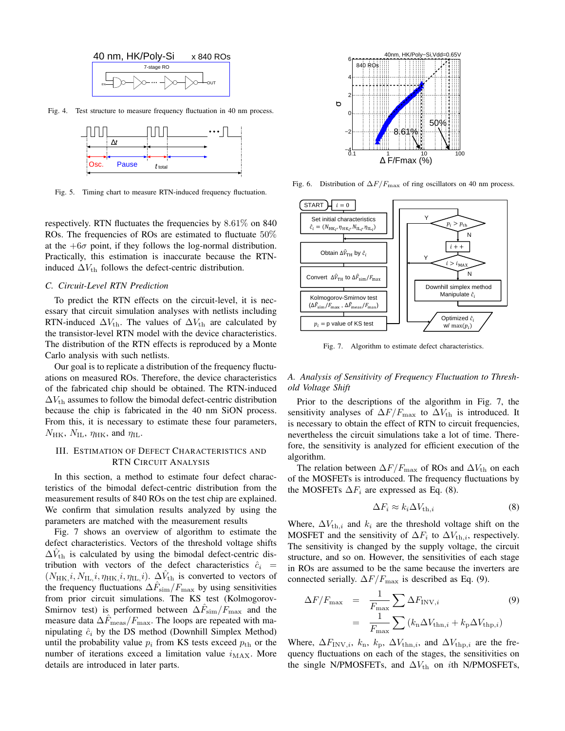Fig. 4. Test structure to measure frequency fluctuation in 40 nm process.

Fig. 5. Timing chart to measure RTN-induced frequency fluctuation.

respectively. RTN fluctuates the frequencies by 8.61% on 840 ROs. The frequencies of ROs are estimated to fluctuate 50% at the $+6\sigma$ point, if they follows the log-normal distribution. Practically, this estimation is inaccurate because the RTN-induced $\Delta V_{\rm th}$ follows the defect-centric distribution.

### C. Circuit-Level RTN Prediction

To predict the RTN effects on the circuit-level, it is necessary that circuit simulation analyses with netlists including RTN-induced $\Delta V_{\rm th}$. The values of $\Delta V_{\rm th}$ are calculated by the transistor-level RTN model with the device characteristics. The distribution of the RTN effects is reproduced by a Monte Carlo analysis with such netlists.

Our goal is to replicate a distribution of the frequency fluctuations on measured ROs. Therefore, the device characteristics of the fabricated chip should be obtained. The RTN-induced $\Delta V_{\rm th}$ assumes to follow the bimodal defect-centric distribution because the chip is fabricated in the 40 nm SiON process. From this, it is necessary to estimate these four parameters, $N_{\rm HK}$, $N_{\rm IL}$, $\eta_{\rm HK}$, and $\eta_{\rm IL}$.

## III. Estimation of Defect Characteristics and RTN Circuit Analysis

In this section, a method to estimate four defect characteristics of the bimodal defect-centric distribution from the measurement results of 840 ROs on the test chip are explained. We confirm that simulation results analyzed by using the parameters are matched with the measurement results

Fig. 7 shows an overview of algorithm to estimate the defect characteristics. Vectors of the threshold voltage shifts $\Delta\hat{V}_{\rm th}$ is calculated by using the bimodal defect-centric distribution with vectors of the defect characteristics $\hat{c}_i = (N_{\rm HK}, i, N_{\rm IL}, i, \eta_{\rm HK}, i, \eta_{\rm IL}, i)$. $\Delta\hat{V}_{\rm th}$ is converted to vectors of the frequency fluctuations $\Delta\hat{F}_{\rm sim}/F_{\rm max}$ by using sensitivities from prior circuit simulations. The KS test (Kolmogorov-Smirnov test) is performed between $\Delta\hat{F}_{\rm sim}/F_{\rm max}$ and the measure data $\Delta\hat{F}_{\rm meas}/F_{\rm max}$. The loops are repeated with manipulating $\hat{c}_i$ by the DS method (Downhill Simplex Method) until the probability value $p_i$ from KS tests exceed $p_{\rm th}$ or the number of iterations exceed a limitation value $i_{\rm MAX}$. More details are introduced in later parts.

Fig. 6. Distribution of $\Delta F/F_{\rm max}$ of ring oscillators on 40 nm process.

Fig. 7. Algorithm to estimate defect characteristics.

### A. Analysis of Sensitivity of Frequency Fluctuation to Threshold Voltage Shift

Prior to the descriptions of the algorithm in Fig. 7, the sensitivity analyses of $\Delta F/F_{\rm max}$ to $\Delta V_{\rm th}$ is introduced. It is necessary to obtain the effect of RTN to circuit frequencies, nevertheless the circuit simulations take a lot of time. Therefore, the sensitivity is analyzed for efficient execution of the algorithm.

The relation between $\Delta F/F_{\rm max}$ of ROs and $\Delta V_{\rm th}$ on each of the MOSFETs is introduced. The frequency fluctuations by the MOSFETs $\Delta F_i$ are expressed as Eq. (8).

$$\Delta F_i \approx k_i \Delta V_{{\rm th},i} \tag{8}$$

Where, $\Delta V_{{\rm th},i}$ and $k_i$ are the threshold voltage shift on the MOSFET and the sensitivity of $\Delta F_i$ to $\Delta V_{{\rm th},i}$, respectively. The sensitivity is changed by the supply voltage, the circuit structure, and so on. However, the sensitivities of each stage in ROs are assumed to be the same because the inverters are connected serially. $\Delta F/F_{\rm max}$ is described as Eq. (9).

$$\begin{aligned}\Delta F/F_{\rm max} &= \frac{1}{F_{\rm max}}\sum \Delta F_{{\rm INV},i} \\ &= \frac{1}{F_{\rm max}}\sum \left(k_{\rm n}\Delta V_{{\rm thn},i} + k_{\rm p}\Delta V_{{\rm thp},i}\right)\end{aligned} \tag{9}$$

Where, $\Delta F_{{\rm INV},i}$, $k_{\rm n}$, $k_{\rm p}$, $\Delta V_{{\rm thn},i}$, and $\Delta V_{{\rm thp},i}$ are the frequency fluctuations on each of the stages, the sensitivities on the single N/PMOSFETs, and $\Delta V_{\rm th}$ on $i$th N/PMOSFETs,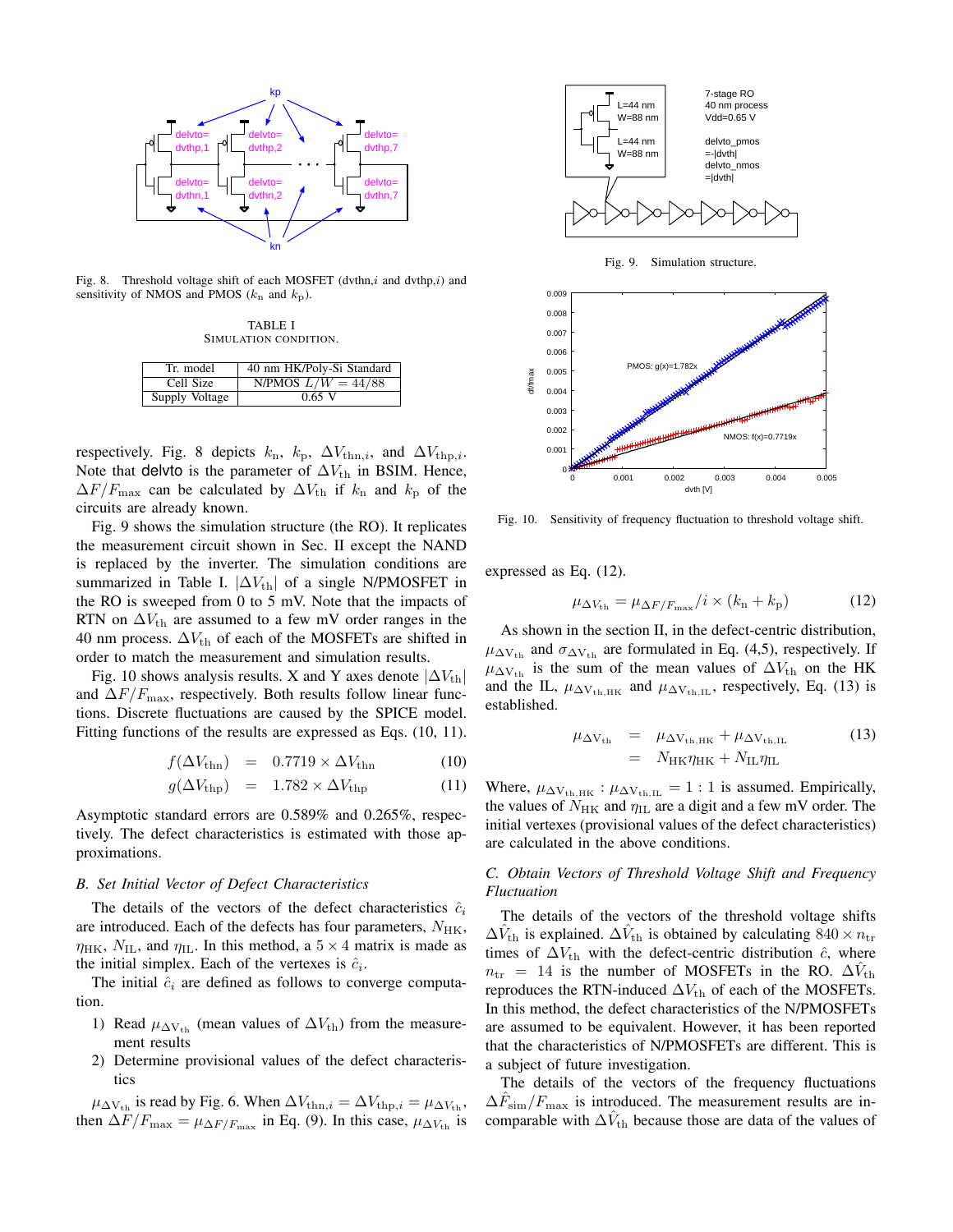Fig. 8. Threshold voltage shift of each MOSFET (dvthn,$i$ and dvthp,$i$) and sensitivity of NMOS and PMOS ($k_{\mathrm{n}}$ and $k_{\mathrm{p}}$).

TABLE I
SIMULATION CONDITION.

| Tr. model | 40 nm HK/Poly-Si Standard |
|---|---|
| Cell Size | N/PMOS $L/W = 44/88$ |
| Supply Voltage | 0.65 V |

respectively. Fig. 8 depicts $k_{\mathrm{n}}$, $k_{\mathrm{p}}$, $\Delta V_{\mathrm{thn},i}$, and $\Delta V_{\mathrm{thp},i}$. Note that delvto is the parameter of $\Delta V_{\mathrm{th}}$ in BSIM. Hence, $\Delta F/F_{\mathrm{max}}$ can be calculated by $\Delta V_{\mathrm{th}}$ if $k_{\mathrm{n}}$ and $k_{\mathrm{p}}$ of the circuits are already known.

Fig. 9 shows the simulation structure (the RO). It replicates the measurement circuit shown in Sec. II except the NAND is replaced by the inverter. The simulation conditions are summarized in Table I. $|\Delta V_{\mathrm{th}}|$ of a single N/PMOSFET in the RO is sweeped from 0 to 5 mV. Note that the impacts of RTN on $\Delta V_{\mathrm{th}}$ are assumed to a few mV order ranges in the 40 nm process. $\Delta V_{\mathrm{th}}$ of each of the MOSFETs are shifted in order to match the measurement and simulation results.

Fig. 10 shows analysis results. X and Y axes denote $|\Delta V_{\mathrm{th}}|$ and $\Delta F/F_{\mathrm{max}}$, respectively. Both results follow linear functions. Discrete fluctuations are caused by the SPICE model. Fitting functions of the results are expressed as Eqs. (10, 11).

$$f(\Delta V_{\mathrm{thn}}) = 0.7719 \times \Delta V_{\mathrm{thn}} \quad (10)$$

$$g(\Delta V_{\mathrm{thp}}) = 1.782 \times \Delta V_{\mathrm{thp}} \quad (11)$$

Asymptotic standard errors are 0.589% and 0.265%, respectively. The defect characteristics is estimated with those approximations.

### B. Set Initial Vector of Defect Characteristics

The details of the vectors of the defect characteristics $\hat{c}_i$ are introduced. Each of the defects has four parameters, $N_{\mathrm{HK}}$, $\eta_{\mathrm{HK}}$, $N_{\mathrm{IL}}$, and $\eta_{\mathrm{IL}}$. In this method, a $5 \times 4$ matrix is made as the initial simplex. Each of the vertexes is $\hat{c}_i$.

The initial $\hat{c}_i$ are defined as follows to converge computation.

1) Read $\mu_{\Delta \mathrm{V_{th}}}$ (mean values of $\Delta V_{\mathrm{th}}$) from the measurement results
2) Determine provisional values of the defect characteristics

$\mu_{\Delta \mathrm{V_{th}}}$ is read by Fig. 6. When $\Delta V_{\mathrm{thn},i} = \Delta V_{\mathrm{thp},i} = \mu_{\Delta \mathrm{V_{th}}}$, then $\Delta F/F_{\mathrm{max}} = \mu_{\Delta F/F_{\mathrm{max}}}$ in Eq. (9). In this case, $\mu_{\Delta \mathrm{V_{th}}}$ is

Fig. 9. Simulation structure.

Fig. 10. Sensitivity of frequency fluctuation to threshold voltage shift.

expressed as Eq. (12).

$$\mu_{\Delta \mathrm{V_{th}}} = \mu_{\Delta F/F_{\mathrm{max}}}/i \times (k_{\mathrm{n}} + k_{\mathrm{p}}) \quad (12)$$

As shown in the section II, in the defect-centric distribution, $\mu_{\Delta \mathrm{V_{th}}}$ and $\sigma_{\Delta \mathrm{V_{th}}}$ are formulated in Eq. (4,5), respectively. If $\mu_{\Delta \mathrm{V_{th}}}$ is the sum of the mean values of $\Delta V_{\mathrm{th}}$ on the HK and the IL, $\mu_{\Delta \mathrm{V_{th,HK}}}$ and $\mu_{\Delta \mathrm{V_{th,IL}}}$, respectively, Eq. (13) is established.

$$\begin{aligned} \mu_{\Delta \mathrm{V_{th}}} &= \mu_{\Delta \mathrm{V_{th,HK}}} + \mu_{\Delta \mathrm{V_{th,IL}}} \\ &= N_{\mathrm{HK}}\eta_{\mathrm{HK}} + N_{\mathrm{IL}}\eta_{\mathrm{IL}} \end{aligned} \quad (13)$$

Where, $\mu_{\Delta \mathrm{V_{th,HK}}} : \mu_{\Delta \mathrm{V_{th,IL}}} = 1 : 1$ is assumed. Empirically, the values of $N_{\mathrm{HK}}$ and $\eta_{\mathrm{IL}}$ are a digit and a few mV order. The initial vertexes (provisional values of the defect characteristics) are calculated in the above conditions.

### C. Obtain Vectors of Threshold Voltage Shift and Frequency Fluctuation

The details of the vectors of the threshold voltage shifts $\Delta \hat{V}_{\mathrm{th}}$ is explained. $\Delta \hat{V}_{\mathrm{th}}$ is obtained by calculating $840 \times n_{\mathrm{tr}}$ times of $\Delta V_{\mathrm{th}}$ with the defect-centric distribution $\hat{c}$, where $n_{\mathrm{tr}} = 14$ is the number of MOSFETs in the RO. $\Delta \hat{V}_{\mathrm{th}}$ reproduces the RTN-induced $\Delta V_{\mathrm{th}}$ of each of the MOSFETs. In this method, the defect characteristics of the N/PMOSFETs are assumed to be equivalent. However, it has been reported that the characteristics of N/PMOSFETs are different. This is a subject of future investigation.

The details of the vectors of the frequency fluctuations $\Delta \hat{F}_{\mathrm{sim}}/F_{\mathrm{max}}$ is introduced. The measurement results are incomparable with $\Delta \hat{V}_{\mathrm{th}}$ because those are data of the values of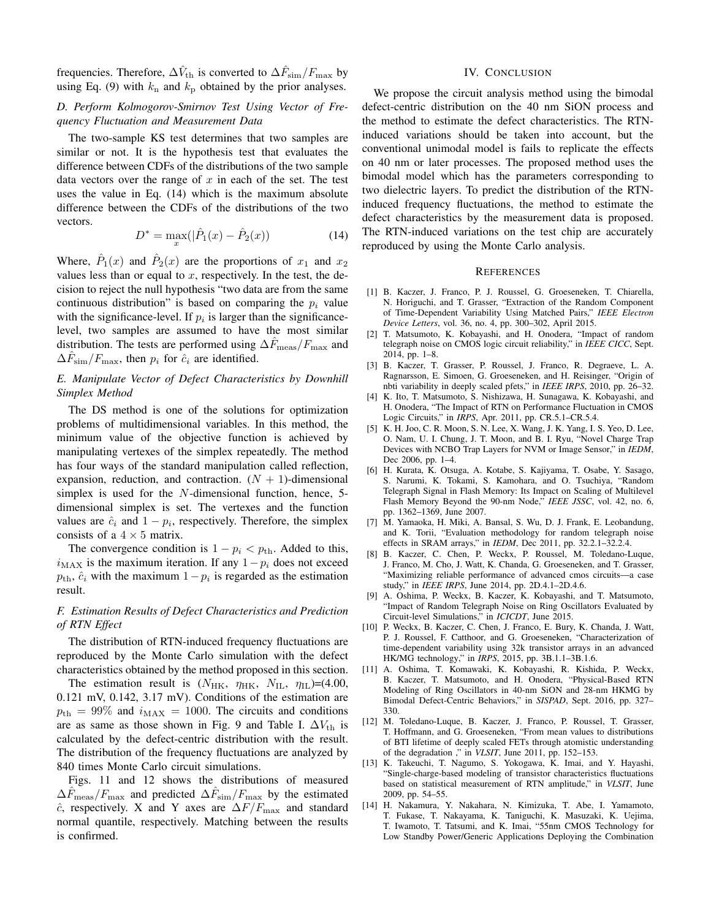frequencies. Therefore, $\Delta\hat{V}_{\mathrm{th}}$ is converted to $\Delta\hat{F}_{\mathrm{sim}}/F_{\mathrm{max}}$ by using Eq. (9) with $k_{\mathrm{n}}$ and $k_{\mathrm{p}}$ obtained by the prior analyses.

### *D. Perform Kolmogorov-Smirnov Test Using Vector of Frequency Fluctuation and Measurement Data*

The two-sample KS test determines that two samples are similar or not. It is the hypothesis test that evaluates the difference between CDFs of the distributions of the two sample data vectors over the range of $x$ in each of the set. The test uses the value in Eq. (14) which is the maximum absolute difference between the CDFs of the distributions of the two vectors.

$$D^{*} = \max_{x}(|\hat{P}_1(x) - \hat{P}_2(x)) \tag{14}$$

Where, $\hat{P}_1(x)$ and $\hat{P}_2(x)$ are the proportions of $x_1$ and $x_2$ values less than or equal to $x$, respectively. In the test, the decision to reject the null hypothesis "two data are from the same continuous distribution" is based on comparing the $p_i$ value with the significance-level. If $p_i$ is larger than the significance-level, two samples are assumed to have the most similar distribution. The tests are performed using $\Delta\hat{F}_{\mathrm{meas}}/F_{\mathrm{max}}$ and $\Delta\hat{F}_{\mathrm{sim}}/F_{\mathrm{max}}$, then $p_i$ for $\hat{c}_i$ are identified.

### *E. Manipulate Vector of Defect Characteristics by Downhill Simplex Method*

The DS method is one of the solutions for optimization problems of multidimensional variables. In this method, the minimum value of the objective function is achieved by manipulating vertexes of the simplex repeatedly. The method has four ways of the standard manipulation called reflection, expansion, reduction, and contraction. $(N+1)$-dimensional simplex is used for the $N$-dimensional function, hence, 5-dimensional simplex is set. The vertexes and the function values are $\hat{c}_i$ and $1-p_i$, respectively. Therefore, the simplex consists of a $4 \times 5$ matrix.

The convergence condition is $1 - p_i < p_{\mathrm{th}}$. Added to this, $i_{\mathrm{MAX}}$ is the maximum iteration. If any $1-p_i$ does not exceed $p_{\mathrm{th}}$, $\hat{c}_i$ with the maximum $1-p_i$ is regarded as the estimation result.

### *F. Estimation Results of Defect Characteristics and Prediction of RTN Effect*

The distribution of RTN-induced frequency fluctuations are reproduced by the Monte Carlo simulation with the defect characteristics obtained by the method proposed in this section.

The estimation result is ($N_{\mathrm{HK}}$, $\eta_{\mathrm{HK}}$, $N_{\mathrm{IL}}$, $\eta_{\mathrm{IL}}$)=(4.00, 0.121 mV, 0.142, 3.17 mV). Conditions of the estimation are $p_{\mathrm{th}} = 99\%$ and $i_{\mathrm{MAX}} = 1000$. The circuits and conditions are as same as those shown in Fig. 9 and Table I. $\Delta V_{\mathrm{th}}$ is calculated by the defect-centric distribution with the result. The distribution of the frequency fluctuations are analyzed by 840 times Monte Carlo circuit simulations.

Figs. 11 and 12 shows the distributions of measured $\Delta\hat{F}_{\mathrm{meas}}/F_{\mathrm{max}}$ and predicted $\Delta\hat{F}_{\mathrm{sim}}/F_{\mathrm{max}}$ by the estimated $\hat{c}$, respectively. X and Y axes are $\Delta F/F_{\mathrm{max}}$ and standard normal quantile, respectively. Matching between the results is confirmed.

## IV. Conclusion

We propose the circuit analysis method using the bimodal defect-centric distribution on the 40 nm SiON process and the method to estimate the defect characteristics. The RTN-induced variations should be taken into account, but the conventional unimodal model is fails to replicate the effects on 40 nm or later processes. The proposed method uses the bimodal model which has the parameters corresponding to two dielectric layers. To predict the distribution of the RTN-induced frequency fluctuations, the method to estimate the defect characteristics by the measurement data is proposed. The RTN-induced variations on the test chip are accurately reproduced by using the Monte Carlo analysis.

## References

[1] B. Kaczer, J. Franco, P. J. Roussel, G. Groeseneken, T. Chiarella, N. Horiguchi, and T. Grasser, "Extraction of the Random Component of Time-Dependent Variability Using Matched Pairs," *IEEE Electron Device Letters*, vol. 36, no. 4, pp. 300–302, April 2015.

[2] T. Matsumoto, K. Kobayashi, and H. Onodera, "Impact of random telegraph noise on CMOS logic circuit reliability," in *IEEE CICC*, Sept. 2014, pp. 1–8.

[3] B. Kaczer, T. Grasser, P. Roussel, J. Franco, R. Degraeve, L. A. Ragnarsson, E. Simoen, G. Groeseneken, and H. Reisinger, "Origin of nbti variability in deeply scaled pfets," in *IEEE IRPS*, 2010, pp. 26–32.

[4] K. Ito, T. Matsumoto, S. Nishizawa, H. Sunagawa, K. Kobayashi, and H. Onodera, "The Impact of RTN on Performance Fluctuation in CMOS Logic Circuits," in *IRPS*, Apr. 2011, pp. CR.5.1–CR.5.4.

[5] K. H. Joo, C. R. Moon, S. N. Lee, X. Wang, J. K. Yang, I. S. Yeo, D. Lee, O. Nam, U. I. Chung, J. T. Moon, and B. I. Ryu, "Novel Charge Trap Devices with NCBO Trap Layers for NVM or Image Sensor," in *IEDM*, Dec 2006, pp. 1–4.

[6] H. Kurata, K. Otsuga, A. Kotabe, S. Kajiyama, T. Osabe, Y. Sasago, S. Narumi, K. Tokami, S. Kamohara, and O. Tsuchiya, "Random Telegraph Signal in Flash Memory: Its Impact on Scaling of Multilevel Flash Memory Beyond the 90-nm Node," *IEEE JSSC*, vol. 42, no. 6, pp. 1362–1369, June 2007.

[7] M. Yamaoka, H. Miki, A. Bansal, S. Wu, D. J. Frank, E. Leobandung, and K. Torii, "Evaluation methodology for random telegraph noise effects in SRAM arrays," in *IEDM*, Dec 2011, pp. 32.2.1–32.2.4.

[8] B. Kaczer, C. Chen, P. Weckx, P. Roussel, M. Toledano-Luque, J. Franco, M. Cho, J. Watt, K. Chanda, G. Groeseneken, and T. Grasser, "Maximizing reliable performance of advanced cmos circuits—a case study," in *IEEE IRPS*, June 2014, pp. 2D.4.1–2D.4.6.

[9] A. Oshima, P. Weckx, B. Kaczer, K. Kobayashi, and T. Matsumoto, "Impact of Random Telegraph Noise on Ring Oscillators Evaluated by Circuit-level Simulations," in *ICICDT*, June 2015.

[10] P. Weckx, B. Kaczer, C. Chen, J. Franco, E. Bury, K. Chanda, J. Watt, P. J. Roussel, F. Catthoor, and G. Groeseneken, "Characterization of time-dependent variability using 32k transistor arrays in an advanced HK/MG technology," in *IRPS*, 2015, pp. 3B.1.1–3B.1.6.

[11] A. Oshima, T. Komawaki, K. Kobayashi, R. Kishida, P. Weckx, B. Kaczer, T. Matsumoto, and H. Onodera, "Physical-Based RTN Modeling of Ring Oscillators in 40-nm SiON and 28-nm HKMG by Bimodal Defect-Centric Behaviors," in *SISPAD*, Sept. 2016, pp. 327–330.

[12] M. Toledano-Luque, B. Kaczer, J. Franco, P. Roussel, T. Grasser, T. Hoffmann, and G. Groeseneken, "From mean values to distributions of BTI lifetime of deeply scaled FETs through atomistic understanding of the degradation ," in *VLSIT*, June 2011, pp. 152–153.

[13] K. Takeuchi, T. Nagumo, S. Yokogawa, K. Imai, and Y. Hayashi, "Single-charge-based modeling of transistor characteristics fluctuations based on statistical measurement of RTN amplitude," in *VLSIT*, June 2009, pp. 54–55.

[14] H. Nakamura, Y. Nakahara, N. Kimizuka, T. Abe, I. Yamamoto, T. Fukase, T. Nakayama, K. Taniguchi, K. Masuzaki, K. Uejima, T. Iwamoto, T. Tatsumi, and K. Imai, "55nm CMOS Technology for Low Standby Power/Generic Applications Deploying the Combination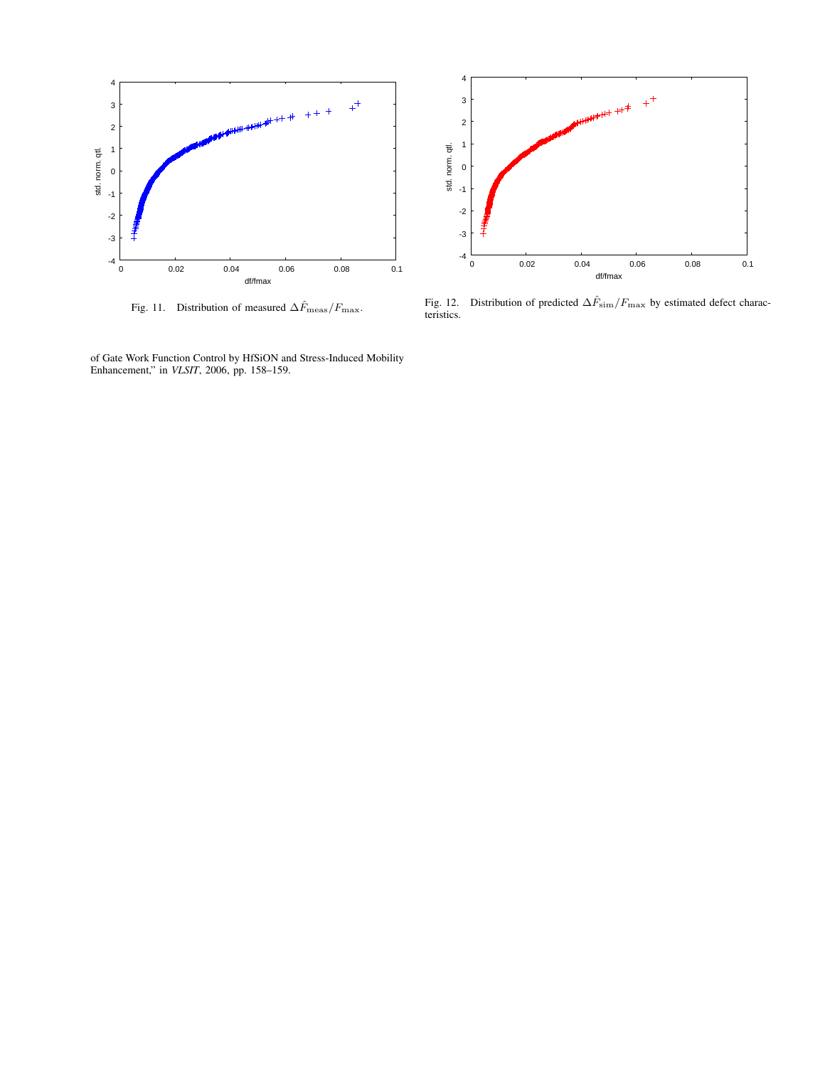4
3
2
1
0
-1
-2
-3
-4
std. norm. qtl.
0 0.02 0.04 0.06 0.08 0.1
df/fmax

Fig. 11. Distribution of measured $\Delta\hat{F}_{\mathrm{meas}}/F_{\mathrm{max}}$.

4
3
2
1
0
-1
-2
-3
-4
std. norm. qtl.
0 0.02 0.04 0.06 0.08 0.1
df/fmax

Fig. 12. Distribution of predicted $\Delta\hat{F}_{\mathrm{sim}}/F_{\mathrm{max}}$ by estimated defect characteristics.

of Gate Work Function Control by HfSiON and Stress-Induced Mobility Enhancement," in *VLSIT*, 2006, pp. 158–159.